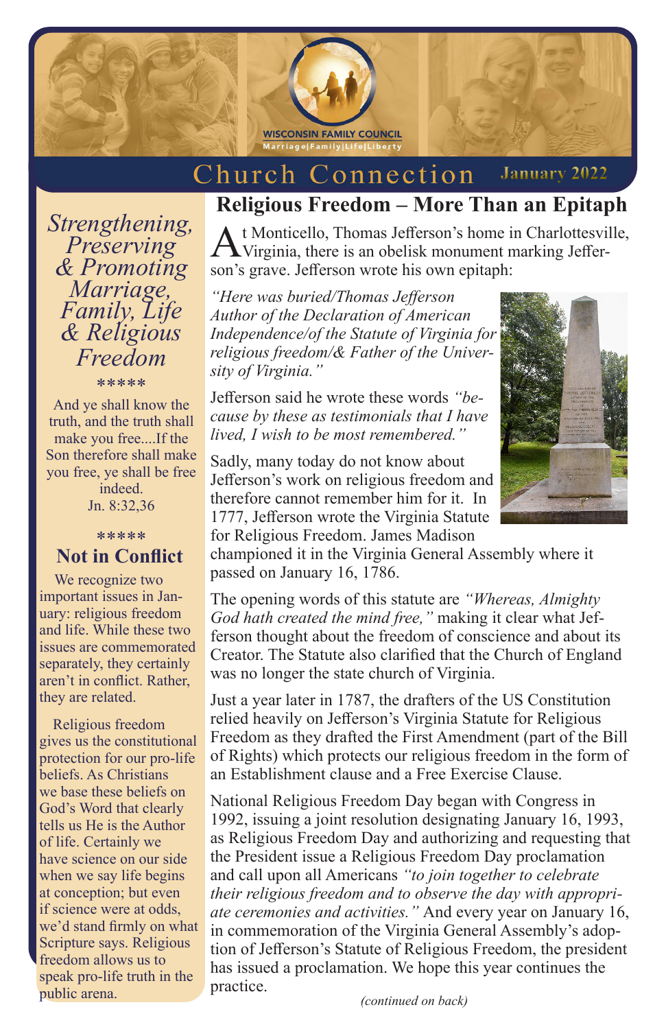WISCONSIN FAMILY COUNCIL
Marriage|Family|Life|Liberty

# Church Connection

January 2022

*Strengthening, Preserving & Promoting Marriage, Family, Life & Religious Freedom*

\*\*\*\*\*

And ye shall know the truth, and the truth shall make you free....If the Son therefore shall make you free, ye shall be free indeed.
Jn. 8:32,36

\*\*\*\*\*

## Not in Conflict

We recognize two important issues in January: religious freedom and life. While these two issues are commemorated separately, they certainly aren't in conflict. Rather, they are related.

Religious freedom gives us the constitutional protection for our pro-life beliefs. As Christians we base these beliefs on God's Word that clearly tells us He is the Author of life. Certainly we have science on our side when we say life begins at conception; but even if science were at odds, we'd stand firmly on what Scripture says. Religious freedom allows us to speak pro-life truth in the public arena.

## Religious Freedom – More Than an Epitaph

At Monticello, Thomas Jefferson's home in Charlottesville, Virginia, there is an obelisk monument marking Jefferson's grave. Jefferson wrote his own epitaph:

*"Here was buried/Thomas Jefferson Author of the Declaration of American Independence/of the Statute of Virginia for religious freedom/& Father of the University of Virginia."*

Jefferson said he wrote these words *"because by these as testimonials that I have lived, I wish to be most remembered."*

Sadly, many today do not know about Jefferson's work on religious freedom and therefore cannot remember him for it. In 1777, Jefferson wrote the Virginia Statute for Religious Freedom. James Madison championed it in the Virginia General Assembly where it passed on January 16, 1786.

The opening words of this statute are *"Whereas, Almighty God hath created the mind free,"* making it clear what Jefferson thought about the freedom of conscience and about its Creator. The Statute also clarified that the Church of England was no longer the state church of Virginia.

Just a year later in 1787, the drafters of the US Constitution relied heavily on Jefferson's Virginia Statute for Religious Freedom as they drafted the First Amendment (part of the Bill of Rights) which protects our religious freedom in the form of an Establishment clause and a Free Exercise Clause.

National Religious Freedom Day began with Congress in 1992, issuing a joint resolution designating January 16, 1993, as Religious Freedom Day and authorizing and requesting that the President issue a Religious Freedom Day proclamation and call upon all Americans *"to join together to celebrate their religious freedom and to observe the day with appropriate ceremonies and activities."* And every year on January 16, in commemoration of the Virginia General Assembly's adoption of Jefferson's Statute of Religious Freedom, the president has issued a proclamation. We hope this year continues the practice.

*(continued on back)*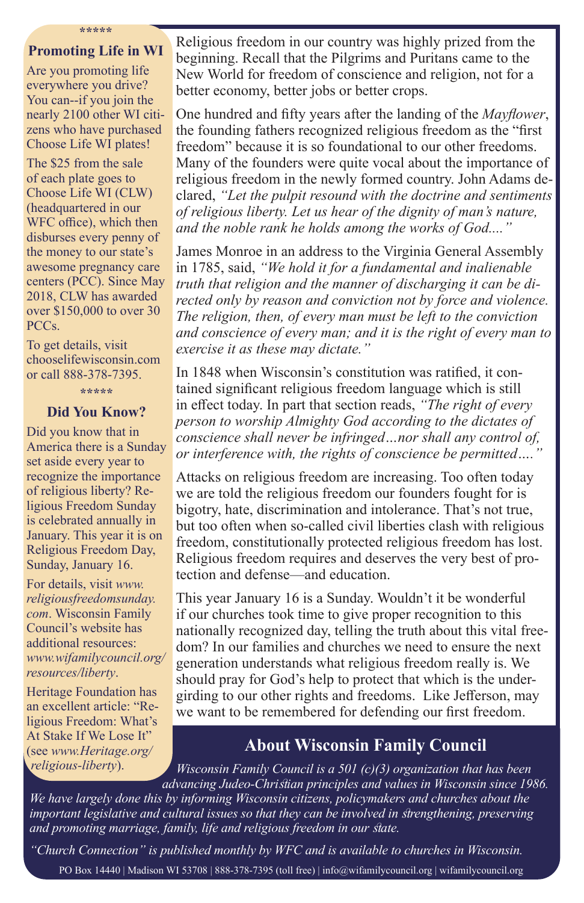*****

## Promoting Life in WI

Are you promoting life everywhere you drive? You can--if you join the nearly 2100 other WI citizens who have purchased Choose Life WI plates!

The $25 from the sale of each plate goes to Choose Life WI (CLW) (headquartered in our WFC office), which then disburses every penny of the money to our state's awesome pregnancy care centers (PCC). Since May 2018, CLW has awarded over $150,000 to over 30 PCCs.

To get details, visit chooselifewisconsin.com or call 888-378-7395.

*****

## Did You Know?

Did you know that in America there is a Sunday set aside every year to recognize the importance of religious liberty? Religious Freedom Sunday is celebrated annually in January. This year it is on Religious Freedom Day, Sunday, January 16.

For details, visit *www.religiousfreedomsunday.com*. Wisconsin Family Council's website has additional resources: *www.wifamilycouncil.org/resources/liberty*.

Heritage Foundation has an excellent article: "Religious Freedom: What's At Stake If We Lose It" (see *www.Heritage.org/religious-liberty*).

Religious freedom in our country was highly prized from the beginning. Recall that the Pilgrims and Puritans came to the New World for freedom of conscience and religion, not for a better economy, better jobs or better crops.

One hundred and fifty years after the landing of the *Mayflower*, the founding fathers recognized religious freedom as the "first freedom" because it is so foundational to our other freedoms. Many of the founders were quite vocal about the importance of religious freedom in the newly formed country. John Adams declared, *"Let the pulpit resound with the doctrine and sentiments of religious liberty. Let us hear of the dignity of man's nature, and the noble rank he holds among the works of God...."*

James Monroe in an address to the Virginia General Assembly in 1785, said, *"We hold it for a fundamental and inalienable truth that religion and the manner of discharging it can be directed only by reason and conviction not by force and violence. The religion, then, of every man must be left to the conviction and conscience of every man; and it is the right of every man to exercise it as these may dictate."*

In 1848 when Wisconsin's constitution was ratified, it contained significant religious freedom language which is still in effect today. In part that section reads, *"The right of every person to worship Almighty God according to the dictates of conscience shall never be infringed…nor shall any control of, or interference with, the rights of conscience be permitted…."*

Attacks on religious freedom are increasing. Too often today we are told the religious freedom our founders fought for is bigotry, hate, discrimination and intolerance. That's not true, but too often when so-called civil liberties clash with religious freedom, constitutionally protected religious freedom has lost. Religious freedom requires and deserves the very best of protection and defense—and education.

This year January 16 is a Sunday. Wouldn't it be wonderful if our churches took time to give proper recognition to this nationally recognized day, telling the truth about this vital freedom? In our families and churches we need to ensure the next generation understands what religious freedom really is. We should pray for God's help to protect that which is the undergirding to our other rights and freedoms. Like Jefferson, may we want to be remembered for defending our first freedom.

## About Wisconsin Family Council

*Wisconsin Family Council is a 501 (c)(3) organization that has been advancing Judeo-Christian principles and values in Wisconsin since 1986. We have largely done this by informing Wisconsin citizens, policymakers and churches about the important legislative and cultural issues so that they can be involved in strengthening, preserving and promoting marriage, family, life and religious freedom in our state.*

*"Church Connection" is published monthly by WFC and is available to churches in Wisconsin.*

PO Box 14440 | Madison WI 53708 | 888-378-7395 (toll free) | info@wifamilycouncil.org | wifamilycouncil.org